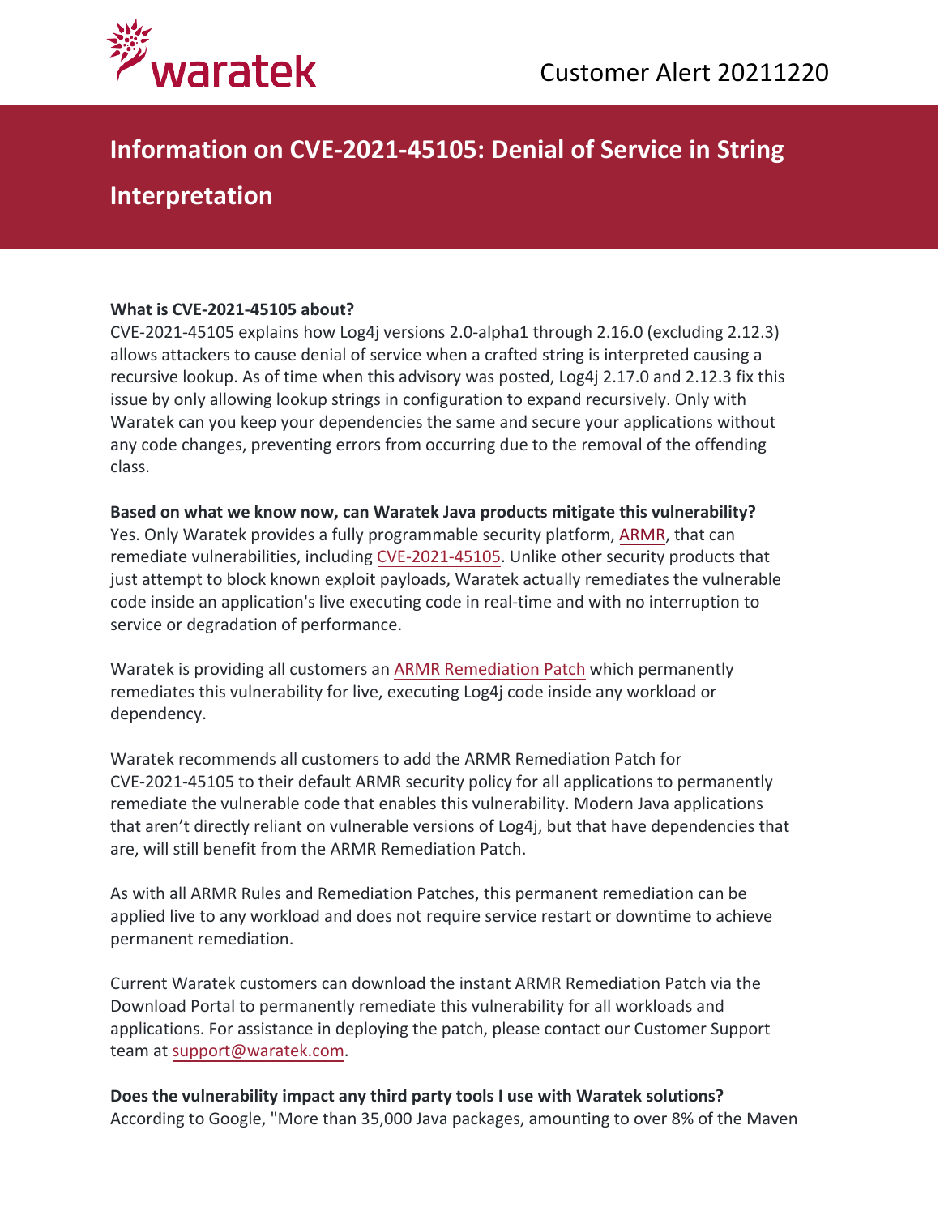Customer Alert 20211220

# Information on CVE-2021-45105: Denial of Service in String Interpretation

**What is CVE-2021-45105 about?**

CVE-2021-45105 explains how Log4j versions 2.0-alpha1 through 2.16.0 (excluding 2.12.3) allows attackers to cause denial of service when a crafted string is interpreted causing a recursive lookup. As of time when this advisory was posted, Log4j 2.17.0 and 2.12.3 fix this issue by only allowing lookup strings in configuration to expand recursively. Only with Waratek can you keep your dependencies the same and secure your applications without any code changes, preventing errors from occurring due to the removal of the offending class.

**Based on what we know now, can Waratek Java products mitigate this vulnerability?**

Yes. Only Waratek provides a fully programmable security platform, ARMR, that can remediate vulnerabilities, including CVE-2021-45105. Unlike other security products that just attempt to block known exploit payloads, Waratek actually remediates the vulnerable code inside an application's live executing code in real-time and with no interruption to service or degradation of performance.

Waratek is providing all customers an ARMR Remediation Patch which permanently remediates this vulnerability for live, executing Log4j code inside any workload or dependency.

Waratek recommends all customers to add the ARMR Remediation Patch for CVE-2021-45105 to their default ARMR security policy for all applications to permanently remediate the vulnerable code that enables this vulnerability. Modern Java applications that aren't directly reliant on vulnerable versions of Log4j, but that have dependencies that are, will still benefit from the ARMR Remediation Patch.

As with all ARMR Rules and Remediation Patches, this permanent remediation can be applied live to any workload and does not require service restart or downtime to achieve permanent remediation.

Current Waratek customers can download the instant ARMR Remediation Patch via the Download Portal to permanently remediate this vulnerability for all workloads and applications. For assistance in deploying the patch, please contact our Customer Support team at support@waratek.com.

**Does the vulnerability impact any third party tools I use with Waratek solutions?**

According to Google, "More than 35,000 Java packages, amounting to over 8% of the Maven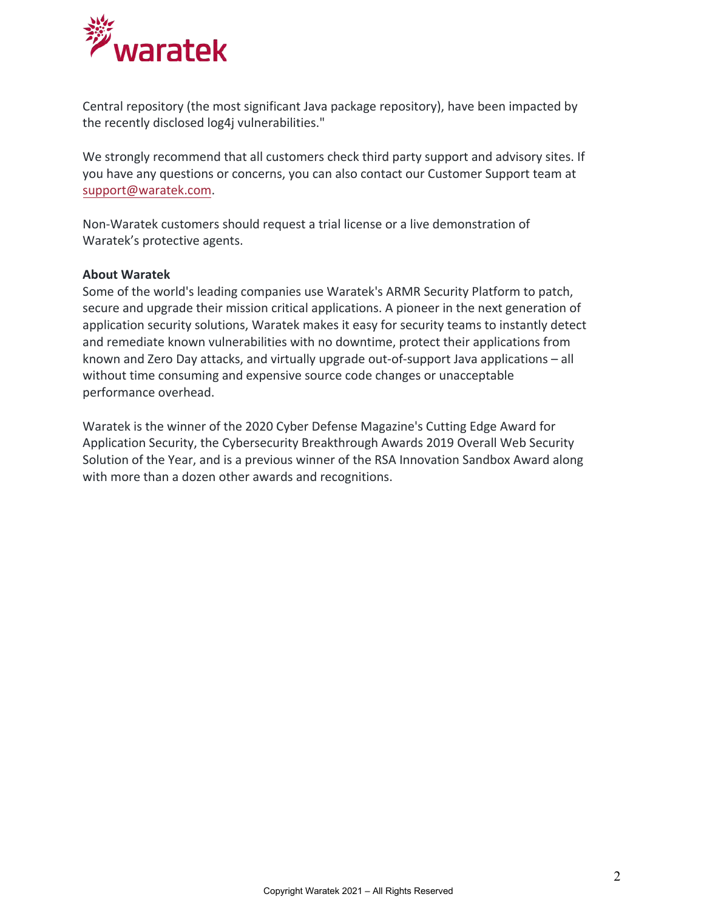Central repository (the most significant Java package repository), have been impacted by the recently disclosed log4j vulnerabilities."

We strongly recommend that all customers check third party support and advisory sites. If you have any questions or concerns, you can also contact our Customer Support team at support@waratek.com.

Non-Waratek customers should request a trial license or a live demonstration of Waratek's protective agents.

**About Waratek**

Some of the world's leading companies use Waratek's ARMR Security Platform to patch, secure and upgrade their mission critical applications. A pioneer in the next generation of application security solutions, Waratek makes it easy for security teams to instantly detect and remediate known vulnerabilities with no downtime, protect their applications from known and Zero Day attacks, and virtually upgrade out-of-support Java applications – all without time consuming and expensive source code changes or unacceptable performance overhead.

Waratek is the winner of the 2020 Cyber Defense Magazine's Cutting Edge Award for Application Security, the Cybersecurity Breakthrough Awards 2019 Overall Web Security Solution of the Year, and is a previous winner of the RSA Innovation Sandbox Award along with more than a dozen other awards and recognitions.